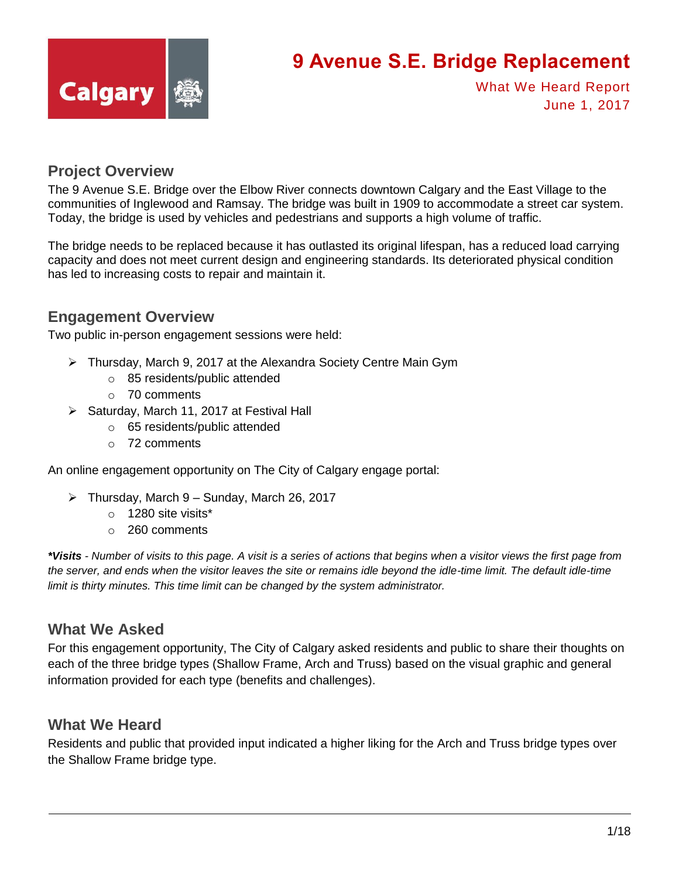# 9 Avenue S.E. Bridge Replacement

What We Heard Report
June 1, 2017

## Project Overview

The 9 Avenue S.E. Bridge over the Elbow River connects downtown Calgary and the East Village to the communities of Inglewood and Ramsay. The bridge was built in 1909 to accommodate a street car system. Today, the bridge is used by vehicles and pedestrians and supports a high volume of traffic.

The bridge needs to be replaced because it has outlasted its original lifespan, has a reduced load carrying capacity and does not meet current design and engineering standards. Its deteriorated physical condition has led to increasing costs to repair and maintain it.

## Engagement Overview

Two public in-person engagement sessions were held:

- Thursday, March 9, 2017 at the Alexandra Society Centre Main Gym
  - 85 residents/public attended
  - 70 comments
- Saturday, March 11, 2017 at Festival Hall
  - 65 residents/public attended
  - 72 comments

An online engagement opportunity on The City of Calgary engage portal:

- Thursday, March 9 – Sunday, March 26, 2017
  - 1280 site visits*
  - 260 comments

***Visits** - Number of visits to this page. A visit is a series of actions that begins when a visitor views the first page from the server, and ends when the visitor leaves the site or remains idle beyond the idle-time limit. The default idle-time limit is thirty minutes. This time limit can be changed by the system administrator.*

## What We Asked

For this engagement opportunity, The City of Calgary asked residents and public to share their thoughts on each of the three bridge types (Shallow Frame, Arch and Truss) based on the visual graphic and general information provided for each type (benefits and challenges).

## What We Heard

Residents and public that provided input indicated a higher liking for the Arch and Truss bridge types over the Shallow Frame bridge type.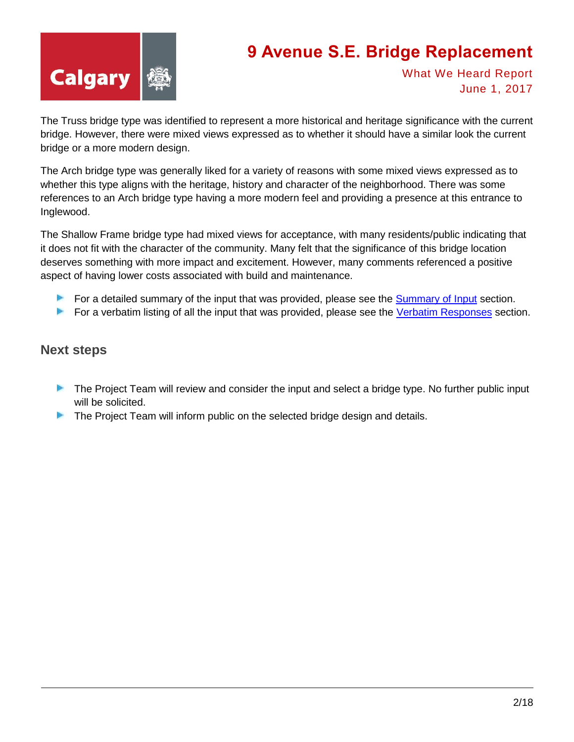The Truss bridge type was identified to represent a more historical and heritage significance with the current bridge. However, there were mixed views expressed as to whether it should have a similar look the current bridge or a more modern design.

The Arch bridge type was generally liked for a variety of reasons with some mixed views expressed as to whether this type aligns with the heritage, history and character of the neighborhood. There was some references to an Arch bridge type having a more modern feel and providing a presence at this entrance to Inglewood.

The Shallow Frame bridge type had mixed views for acceptance, with many residents/public indicating that it does not fit with the character of the community. Many felt that the significance of this bridge location deserves something with more impact and excitement. However, many comments referenced a positive aspect of having lower costs associated with build and maintenance.

- For a detailed summary of the input that was provided, please see the Summary of Input section.
- For a verbatim listing of all the input that was provided, please see the Verbatim Responses section.

## Next steps

- The Project Team will review and consider the input and select a bridge type. No further public input will be solicited.
- The Project Team will inform public on the selected bridge design and details.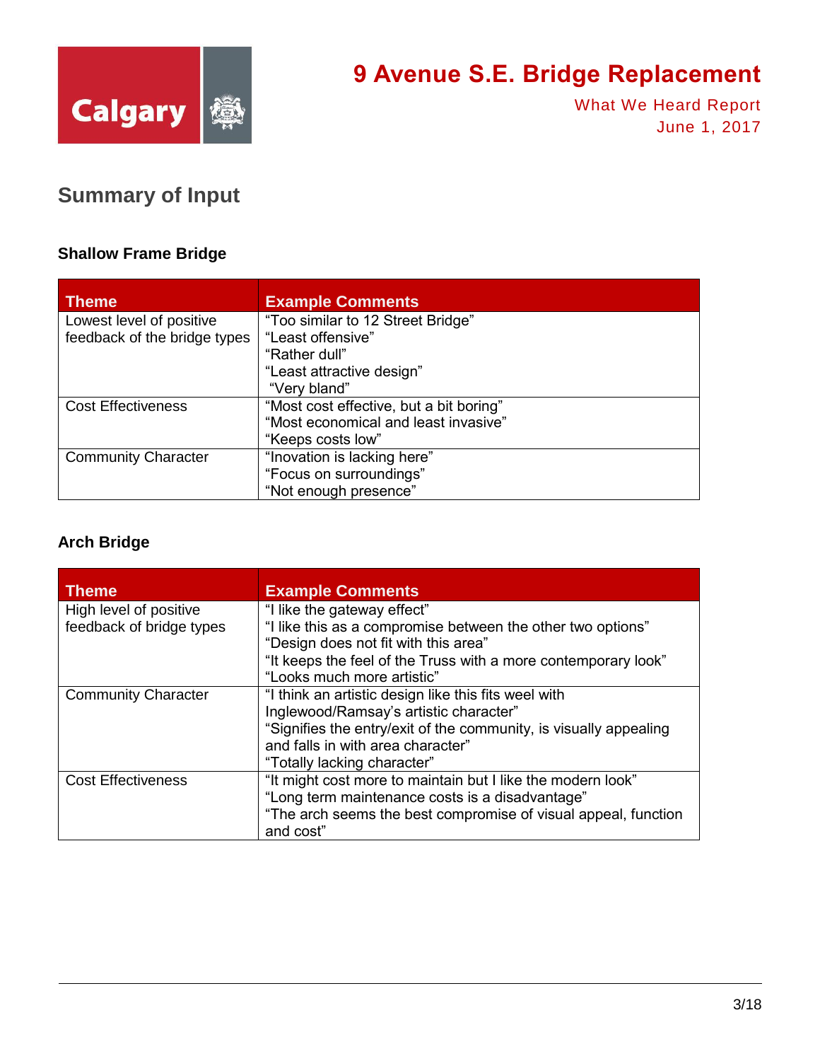## Summary of Input

### Shallow Frame Bridge

| Theme | Example Comments |
|---|---|
| Lowest level of positive feedback of the bridge types | “Too similar to 12 Street Bridge”<br>“Least offensive”<br>“Rather dull”<br>“Least attractive design”<br>“Very bland” |
| Cost Effectiveness | “Most cost effective, but a bit boring”<br>“Most economical and least invasive”<br>“Keeps costs low” |
| Community Character | “Inovation is lacking here”<br>“Focus on surroundings”<br>“Not enough presence” |

### Arch Bridge

| Theme | Example Comments |
|---|---|
| High level of positive feedback of bridge types | “I like the gateway effect”<br>“I like this as a compromise between the other two options”<br>“Design does not fit with this area”<br>“It keeps the feel of the Truss with a more contemporary look”<br>“Looks much more artistic” |
| Community Character | “I think an artistic design like this fits weel with Inglewood/Ramsay’s artistic character”<br>“Signifies the entry/exit of the community, is visually appealing and falls in with area character”<br>“Totally lacking character” |
| Cost Effectiveness | “It might cost more to maintain but I like the modern look”<br>“Long term maintenance costs is a disadvantage”<br>“The arch seems the best compromise of visual appeal, function and cost” |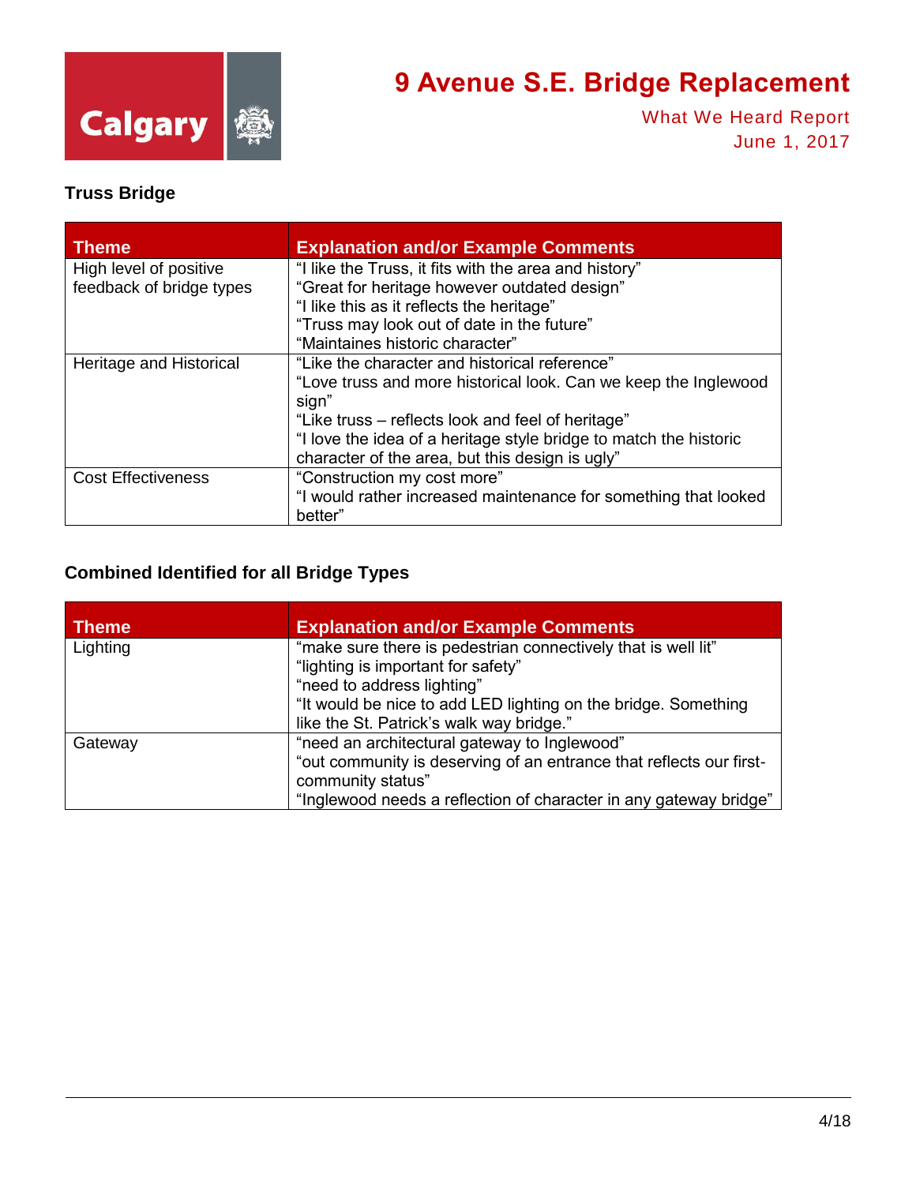### Truss Bridge

| Theme | Explanation and/or Example Comments |
|---|---|
| High level of positive feedback of bridge types | "I like the Truss, it fits with the area and history"<br>"Great for heritage however outdated design"<br>"I like this as it reflects the heritage"<br>"Truss may look out of date in the future"<br>"Maintaines historic character" |
| Heritage and Historical | "Like the character and historical reference"<br>"Love truss and more historical look. Can we keep the Inglewood sign"<br>"Like truss – reflects look and feel of heritage"<br>"I love the idea of a heritage style bridge to match the historic character of the area, but this design is ugly" |
| Cost Effectiveness | "Construction my cost more"<br>"I would rather increased maintenance for something that looked better" |

### Combined Identified for all Bridge Types

| Theme | Explanation and/or Example Comments |
|---|---|
| Lighting | "make sure there is pedestrian connectively that is well lit"<br>"lighting is important for safety"<br>"need to address lighting"<br>"It would be nice to add LED lighting on the bridge. Something like the St. Patrick's walk way bridge." |
| Gateway | "need an architectural gateway to Inglewood"<br>"out community is deserving of an entrance that reflects our first-community status"<br>"Inglewood needs a reflection of character in any gateway bridge" |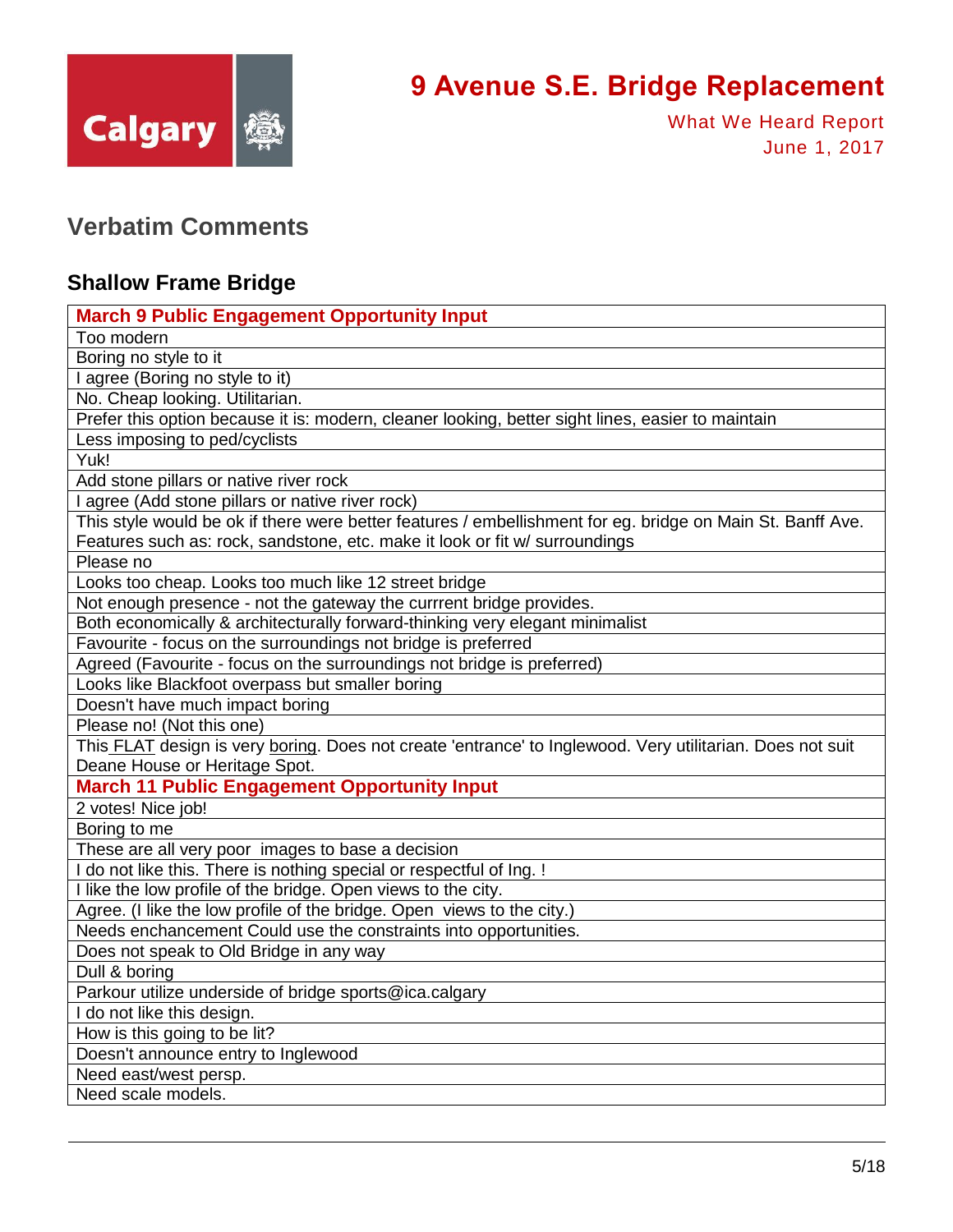## Verbatim Comments

### Shallow Frame Bridge

| March 9 Public Engagement Opportunity Input |
|---|
| Too modern |
| Boring no style to it |
| I agree (Boring no style to it) |
| No. Cheap looking. Utilitarian. |
| Prefer this option because it is: modern, cleaner looking, better sight lines, easier to maintain |
| Less imposing to ped/cyclists |
| Yuk! |
| Add stone pillars or native river rock |
| I agree (Add stone pillars or native river rock) |
| This style would be ok if there were better features / embellishment for eg. bridge on Main St. Banff Ave. Features such as: rock, sandstone, etc. make it look or fit w/ surroundings |
| Please no |
| Looks too cheap. Looks too much like 12 street bridge |
| Not enough presence - not the gateway the currrent bridge provides. |
| Both economically & architecturally forward-thinking very elegant minimalist |
| Favourite - focus on the surroundings not bridge is preferred |
| Agreed (Favourite - focus on the surroundings not bridge is preferred) |
| Looks like Blackfoot overpass but smaller boring |
| Doesn't have much impact boring |
| Please no! (Not this one) |
| This FLAT design is very boring. Does not create 'entrance' to Inglewood. Very utilitarian. Does not suit Deane House or Heritage Spot. |
| **March 11 Public Engagement Opportunity Input** |
| 2 votes! Nice job! |
| Boring to me |
| These are all very poor images to base a decision |
| I do not like this. There is nothing special or respectful of Ing. ! |
| I like the low profile of the bridge. Open views to the city. |
| Agree. (I like the low profile of the bridge. Open views to the city.) |
| Needs enchancement Could use the constraints into opportunities. |
| Does not speak to Old Bridge in any way |
| Dull & boring |
| Parkour utilize underside of bridge sports@ica.calgary |
| I do not like this design. |
| How is this going to be lit? |
| Doesn't announce entry to Inglewood |
| Need east/west persp. |
| Need scale models. |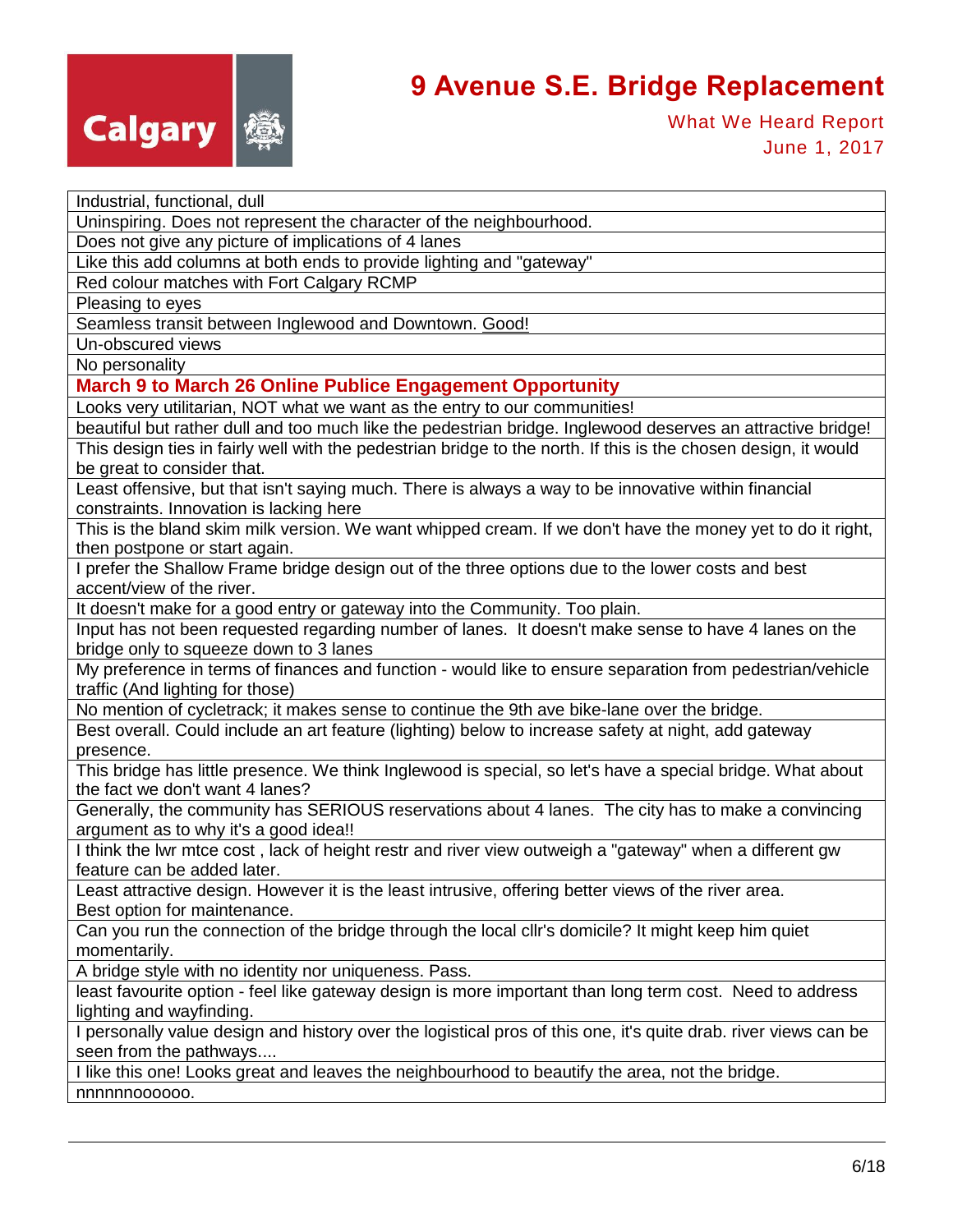| |
|---|
| Industrial, functional, dull |
| Uninspiring. Does not represent the character of the neighbourhood. |
| Does not give any picture of implications of 4 lanes |
| Like this add columns at both ends to provide lighting and "gateway" |
| Red colour matches with Fort Calgary RCMP |
| Pleasing to eyes |
| Seamless transit between Inglewood and Downtown. Good! |
| Un-obscured views |
| No personality |
| **March 9 to March 26 Online Public Engagement Opportunity** |
| Looks very utilitarian, NOT what we want as the entry to our communities! |
| beautiful but rather dull and too much like the pedestrian bridge. Inglewood deserves an attractive bridge! |
| This design ties in fairly well with the pedestrian bridge to the north. If this is the chosen design, it would be great to consider that. |
| Least offensive, but that isn't saying much. There is always a way to be innovative within financial constraints. Innovation is lacking here |
| This is the bland skim milk version. We want whipped cream. If we don't have the money yet to do it right, then postpone or start again. |
| I prefer the Shallow Frame bridge design out of the three options due to the lower costs and best accent/view of the river. |
| It doesn't make for a good entry or gateway into the Community. Too plain. |
| Input has not been requested regarding number of lanes. It doesn't make sense to have 4 lanes on the bridge only to squeeze down to 3 lanes |
| My preference in terms of finances and function - would like to ensure separation from pedestrian/vehicle traffic (And lighting for those) |
| No mention of cycletrack; it makes sense to continue the 9th ave bike-lane over the bridge. |
| Best overall. Could include an art feature (lighting) below to increase safety at night, add gateway presence. |
| This bridge has little presence. We think Inglewood is special, so let's have a special bridge. What about the fact we don't want 4 lanes? |
| Generally, the community has SERIOUS reservations about 4 lanes. The city has to make a convincing argument as to why it's a good idea!! |
| I think the lwr mtce cost , lack of height restr and river view outweigh a "gateway" when a different gw feature can be added later. |
| Least attractive design. However it is the least intrusive, offering better views of the river area. Best option for maintenance. |
| Can you run the connection of the bridge through the local cllr's domicile? It might keep him quiet momentarily. |
| A bridge style with no identity nor uniqueness. Pass. |
| least favourite option - feel like gateway design is more important than long term cost. Need to address lighting and wayfinding. |
| I personally value design and history over the logistical pros of this one, it's quite drab. river views can be seen from the pathways.... |
| I like this one! Looks great and leaves the neighbourhood to beautify the area, not the bridge. |
| nnnnnnoooooo. |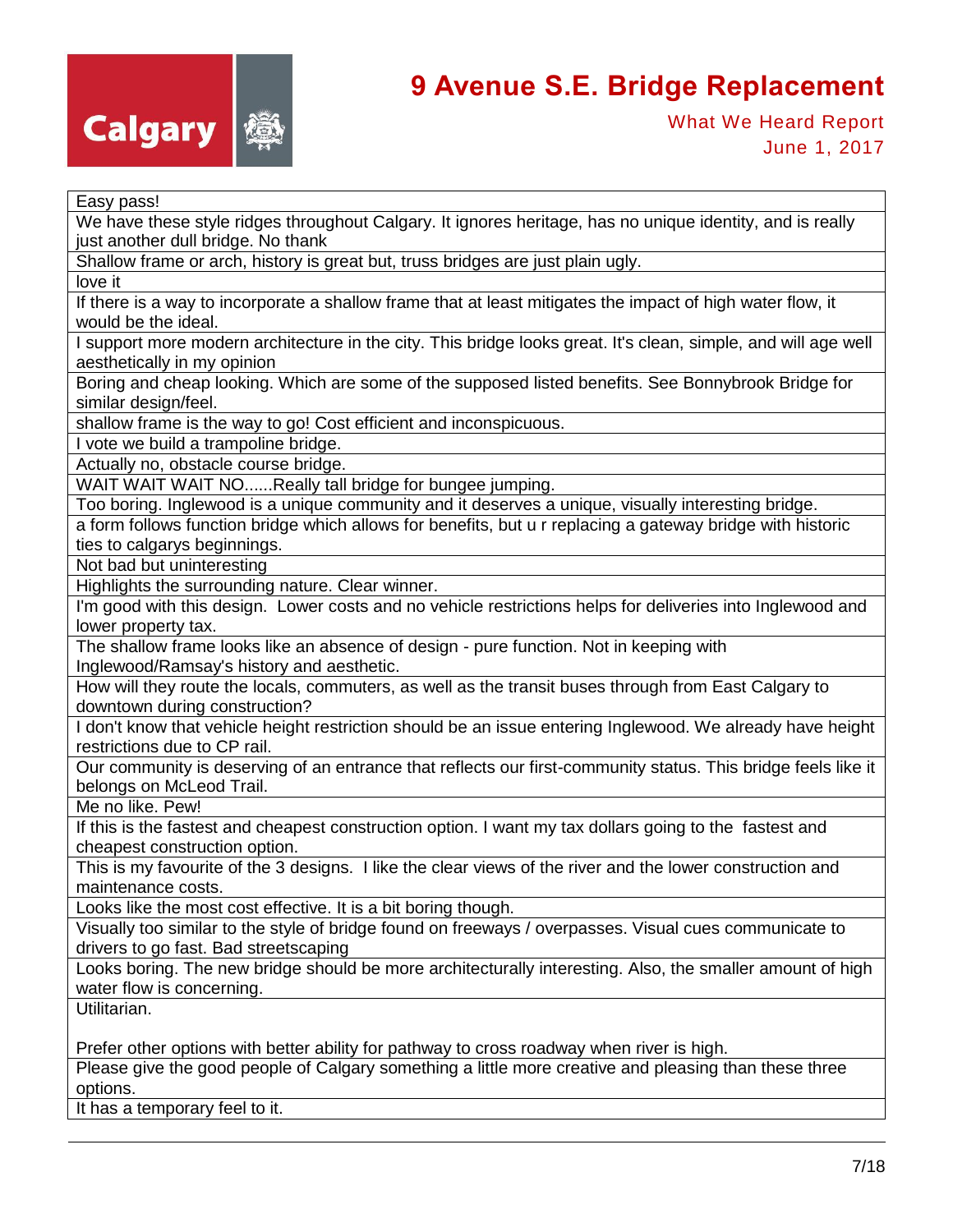| Easy pass! |
|---|
| We have these style ridges throughout Calgary. It ignores heritage, has no unique identity, and is really just another dull bridge. No thank |
| Shallow frame or arch, history is great but, truss bridges are just plain ugly. |
| love it |
| If there is a way to incorporate a shallow frame that at least mitigates the impact of high water flow, it would be the ideal. |
| I support more modern architecture in the city. This bridge looks great. It's clean, simple, and will age well aesthetically in my opinion |
| Boring and cheap looking. Which are some of the supposed listed benefits. See Bonnybrook Bridge for similar design/feel. |
| shallow frame is the way to go! Cost efficient and inconspicuous. |
| I vote we build a trampoline bridge. |
| Actually no, obstacle course bridge. |
| WAIT WAIT WAIT NO......Really tall bridge for bungee jumping. |
| Too boring. Inglewood is a unique community and it deserves a unique, visually interesting bridge. |
| a form follows function bridge which allows for benefits, but u r replacing a gateway bridge with historic ties to calgarys beginnings. |
| Not bad but uninteresting |
| Highlights the surrounding nature. Clear winner. |
| I'm good with this design. Lower costs and no vehicle restrictions helps for deliveries into Inglewood and lower property tax. |
| The shallow frame looks like an absence of design - pure function. Not in keeping with Inglewood/Ramsay's history and aesthetic. |
| How will they route the locals, commuters, as well as the transit buses through from East Calgary to downtown during construction? |
| I don't know that vehicle height restriction should be an issue entering Inglewood. We already have height restrictions due to CP rail. |
| Our community is deserving of an entrance that reflects our first-community status. This bridge feels like it belongs on McLeod Trail. |
| Me no like. Pew! |
| If this is the fastest and cheapest construction option. I want my tax dollars going to the fastest and cheapest construction option. |
| This is my favourite of the 3 designs. I like the clear views of the river and the lower construction and maintenance costs. |
| Looks like the most cost effective. It is a bit boring though. |
| Visually too similar to the style of bridge found on freeways / overpasses. Visual cues communicate to drivers to go fast. Bad streetscaping |
| Looks boring. The new bridge should be more architecturally interesting. Also, the smaller amount of high water flow is concerning. |
| Utilitarian. <br><br> Prefer other options with better ability for pathway to cross roadway when river is high. |
| Please give the good people of Calgary something a little more creative and pleasing than these three options. |
| It has a temporary feel to it. |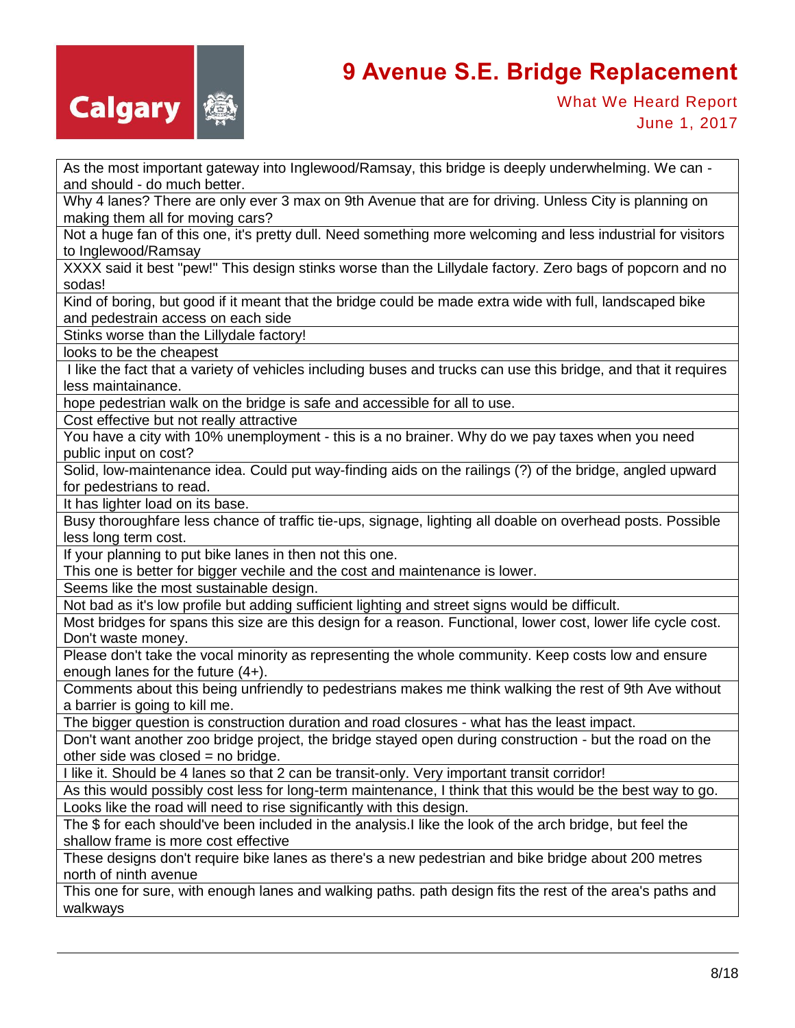| As the most important gateway into Inglewood/Ramsay, this bridge is deeply underwhelming. We can - and should - do much better. |
|---|
| Why 4 lanes? There are only ever 3 max on 9th Avenue that are for driving. Unless City is planning on making them all for moving cars? |
| Not a huge fan of this one, it's pretty dull. Need something more welcoming and less industrial for visitors to Inglewood/Ramsay |
| XXXX said it best "pew!" This design stinks worse than the Lillydale factory. Zero bags of popcorn and no sodas! |
| Kind of boring, but good if it meant that the bridge could be made extra wide with full, landscaped bike and pedestrain access on each side |
| Stinks worse than the Lillydale factory! |
| looks to be the cheapest |
| I like the fact that a variety of vehicles including buses and trucks can use this bridge, and that it requires less maintainance. |
| hope pedestrian walk on the bridge is safe and accessible for all to use. |
| Cost effective but not really attractive |
| You have a city with 10% unemployment - this is a no brainer. Why do we pay taxes when you need public input on cost? |
| Solid, low-maintenance idea. Could put way-finding aids on the railings (?) of the bridge, angled upward for pedestrians to read. |
| It has lighter load on its base. |
| Busy thoroughfare less chance of traffic tie-ups, signage, lighting all doable on overhead posts. Possible less long term cost. |
| If your planning to put bike lanes in then not this one.<br>This one is better for bigger vechile and the cost and maintenance is lower. |
| Seems like the most sustainable design. |
| Not bad as it's low profile but adding sufficient lighting and street signs would be difficult. |
| Most bridges for spans this size are this design for a reason. Functional, lower cost, lower life cycle cost. Don't waste money. |
| Please don't take the vocal minority as representing the whole community. Keep costs low and ensure enough lanes for the future (4+). |
| Comments about this being unfriendly to pedestrians makes me think walking the rest of 9th Ave without a barrier is going to kill me. |
| The bigger question is construction duration and road closures - what has the least impact. |
| Don't want another zoo bridge project, the bridge stayed open during construction - but the road on the other side was closed = no bridge. |
| I like it. Should be 4 lanes so that 2 can be transit-only. Very important transit corridor! |
| As this would possibly cost less for long-term maintenance, I think that this would be the best way to go. |
| Looks like the road will need to rise significantly with this design. |
| The $ for each should've been included in the analysis.I like the look of the arch bridge, but feel the shallow frame is more cost effective |
| These designs don't require bike lanes as there's a new pedestrian and bike bridge about 200 metres north of ninth avenue |
| This one for sure, with enough lanes and walking paths. path design fits the rest of the area's paths and walkways |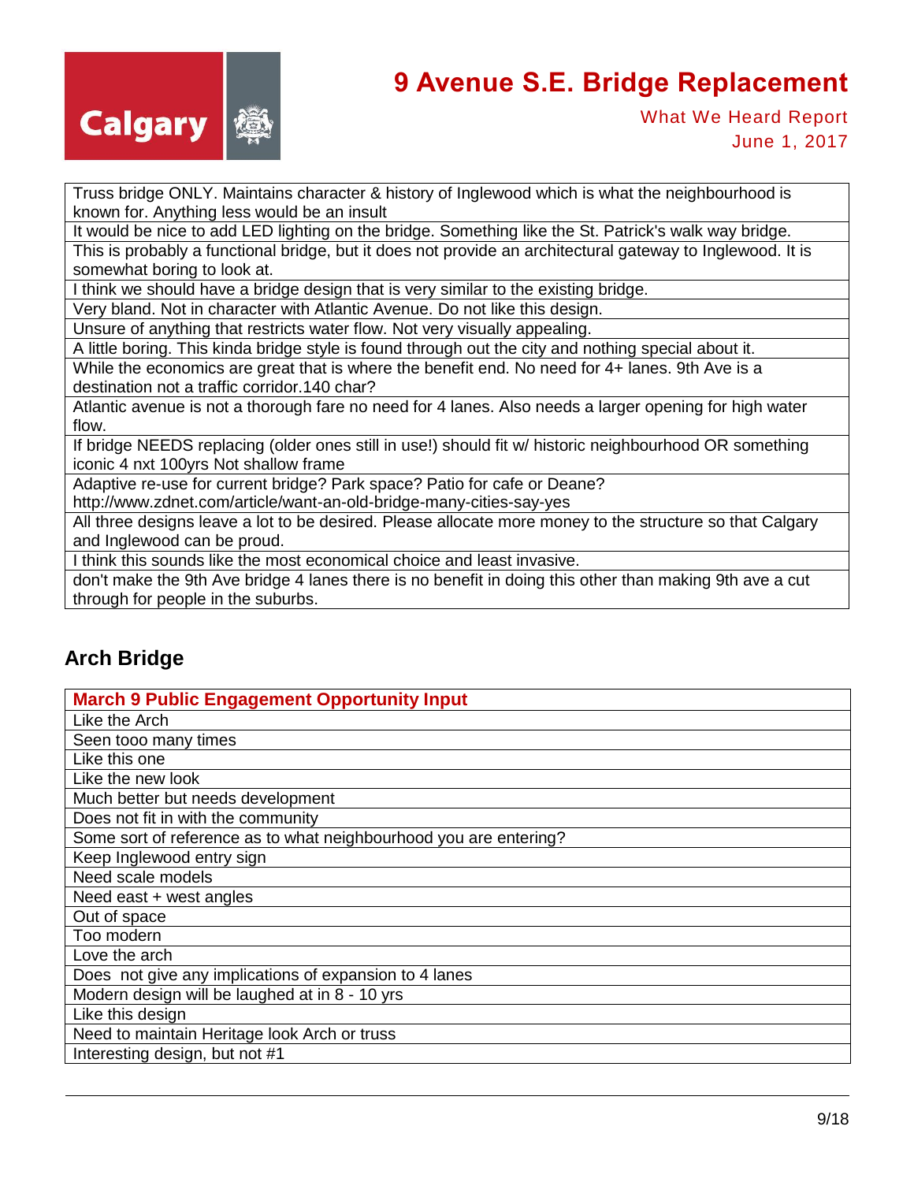| Truss bridge ONLY. Maintains character & history of Inglewood which is what the neighbourhood is known for. Anything less would be an insult |
|---|
| It would be nice to add LED lighting on the bridge. Something like the St. Patrick's walk way bridge. |
| This is probably a functional bridge, but it does not provide an architectural gateway to Inglewood. It is somewhat boring to look at. |
| I think we should have a bridge design that is very similar to the existing bridge. |
| Very bland. Not in character with Atlantic Avenue. Do not like this design. |
| Unsure of anything that restricts water flow. Not very visually appealing. |
| A little boring. This kinda bridge style is found through out the city and nothing special about it. |
| While the economics are great that is where the benefit end. No need for 4+ lanes. 9th Ave is a destination not a traffic corridor.140 char? |
| Atlantic avenue is not a thorough fare no need for 4 lanes. Also needs a larger opening for high water flow. |
| If bridge NEEDS replacing (older ones still in use!) should fit w/ historic neighbourhood OR something iconic 4 nxt 100yrs Not shallow frame |
| Adaptive re-use for current bridge? Park space? Patio for cafe or Deane? http://www.zdnet.com/article/want-an-old-bridge-many-cities-say-yes |
| All three designs leave a lot to be desired. Please allocate more money to the structure so that Calgary and Inglewood can be proud. |
| I think this sounds like the most economical choice and least invasive. |
| don't make the 9th Ave bridge 4 lanes there is no benefit in doing this other than making 9th ave a cut through for people in the suburbs. |

## Arch Bridge

| March 9 Public Engagement Opportunity Input |
|---|
| Like the Arch |
| Seen tooo many times |
| Like this one |
| Like the new look |
| Much better but needs development |
| Does not fit in with the community |
| Some sort of reference as to what neighbourhood you are entering? |
| Keep Inglewood entry sign |
| Need scale models |
| Need east + west angles |
| Out of space |
| Too modern |
| Love the arch |
| Does not give any implications of expansion to 4 lanes |
| Modern design will be laughed at in 8 - 10 yrs |
| Like this design |
| Need to maintain Heritage look Arch or truss |
| Interesting design, but not #1 |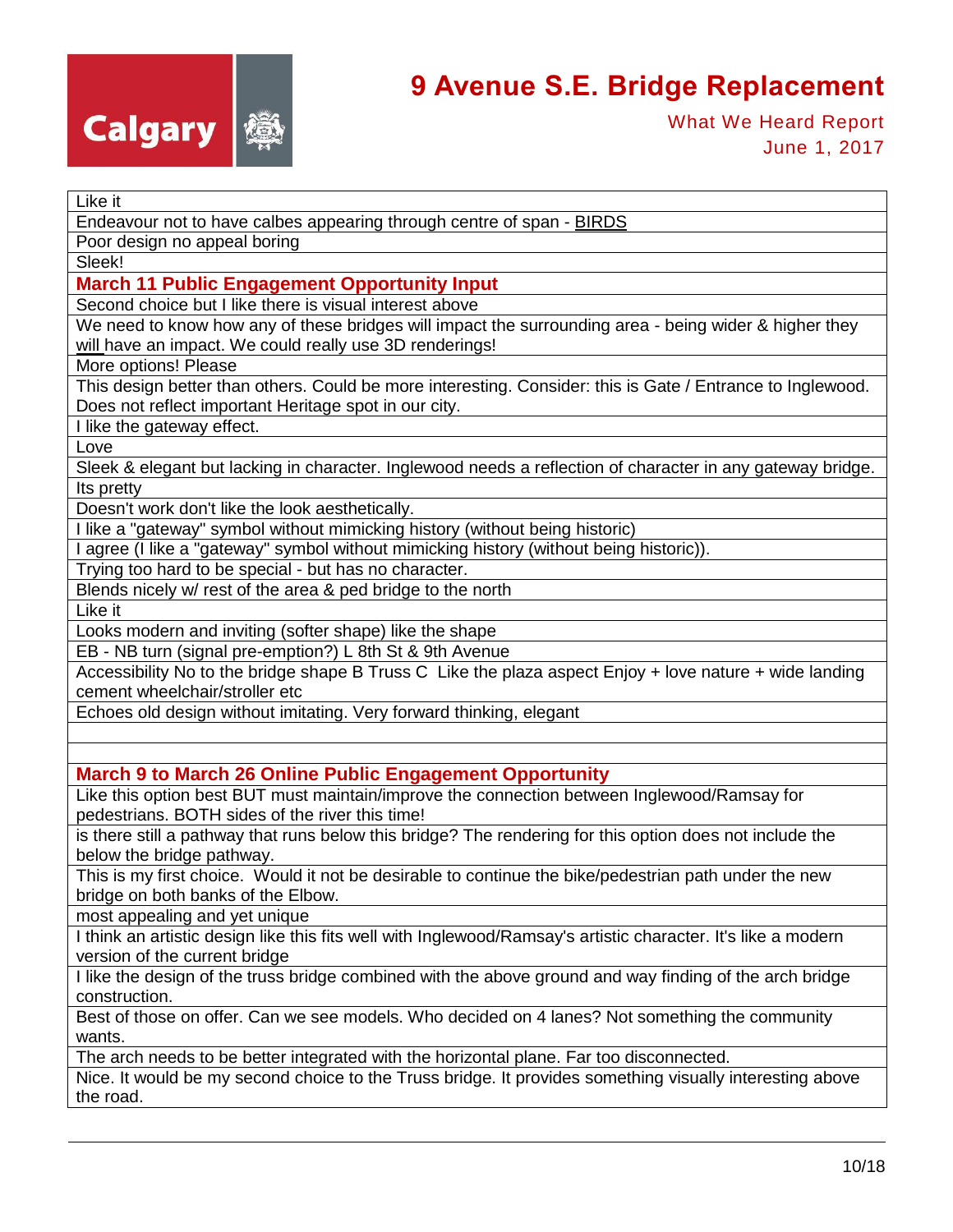| Like it |
|---|
| Endeavour not to have calbes appearing through centre of span - BIRDS |
| Poor design no appeal boring |
| Sleek! |
| **March 11 Public Engagement Opportunity Input** |
| Second choice but I like there is visual interest above |
| We need to know how any of these bridges will impact the surrounding area - being wider & higher they will have an impact. We could really use 3D renderings! |
| More options! Please |
| This design better than others. Could be more interesting. Consider: this is Gate / Entrance to Inglewood. Does not reflect important Heritage spot in our city. |
| I like the gateway effect. |
| Love |
| Sleek & elegant but lacking in character. Inglewood needs a reflection of character in any gateway bridge. |
| Its pretty |
| Doesn't work don't like the look aesthetically. |
| I like a "gateway" symbol without mimicking history (without being historic) |
| I agree (I like a "gateway" symbol without mimicking history (without being historic)). |
| Trying too hard to be special - but has no character. |
| Blends nicely w/ rest of the area & ped bridge to the north |
| Like it |
| Looks modern and inviting (softer shape) like the shape |
| EB - NB turn (signal pre-emption?) L 8th St & 9th Avenue |
| Accessibility No to the bridge shape B Truss C Like the plaza aspect Enjoy + love nature + wide landing cement wheelchair/stroller etc |
| Echoes old design without imitating. Very forward thinking, elegant |
| |
| |
| **March 9 to March 26 Online Public Engagement Opportunity** |
| Like this option best BUT must maintain/improve the connection between Inglewood/Ramsay for pedestrians. BOTH sides of the river this time! |
| is there still a pathway that runs below this bridge? The rendering for this option does not include the below the bridge pathway. |
| This is my first choice. Would it not be desirable to continue the bike/pedestrian path under the new bridge on both banks of the Elbow. |
| most appealing and yet unique |
| I think an artistic design like this fits well with Inglewood/Ramsay's artistic character. It's like a modern version of the current bridge |
| I like the design of the truss bridge combined with the above ground and way finding of the arch bridge construction. |
| Best of those on offer. Can we see models. Who decided on 4 lanes? Not something the community wants. |
| The arch needs to be better integrated with the horizontal plane. Far too disconnected. |
| Nice. It would be my second choice to the Truss bridge. It provides something visually interesting above the road. |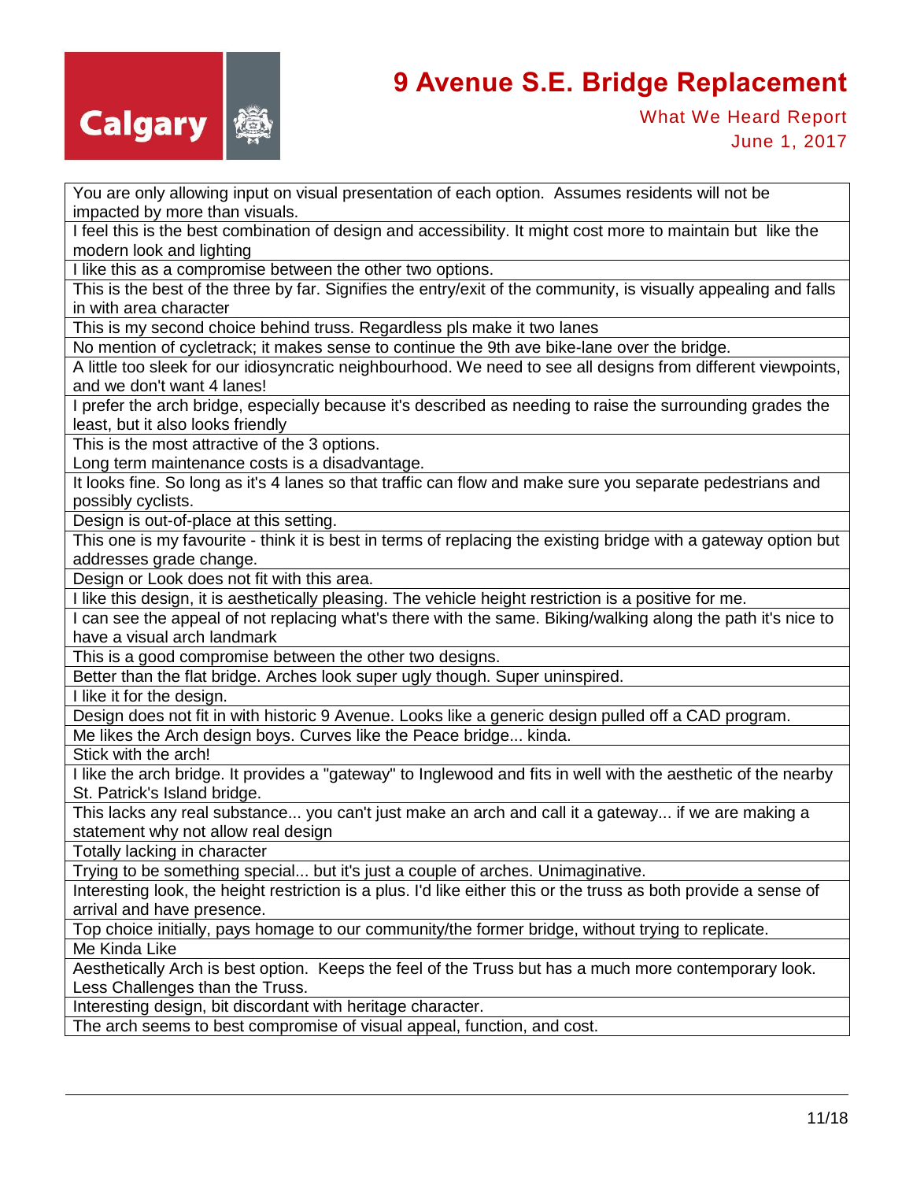| You are only allowing input on visual presentation of each option. Assumes residents will not be impacted by more than visuals. |
|---|
| I feel this is the best combination of design and accessibility. It might cost more to maintain but like the modern look and lighting |
| I like this as a compromise between the other two options. |
| This is the best of the three by far. Signifies the entry/exit of the community, is visually appealing and falls in with area character |
| This is my second choice behind truss. Regardless pls make it two lanes |
| No mention of cycletrack; it makes sense to continue the 9th ave bike-lane over the bridge. |
| A little too sleek for our idiosyncratic neighbourhood. We need to see all designs from different viewpoints, and we don't want 4 lanes! |
| I prefer the arch bridge, especially because it's described as needing to raise the surrounding grades the least, but it also looks friendly |
| This is the most attractive of the 3 options.<br>Long term maintenance costs is a disadvantage. |
| It looks fine. So long as it's 4 lanes so that traffic can flow and make sure you separate pedestrians and possibly cyclists. |
| Design is out-of-place at this setting. |
| This one is my favourite - think it is best in terms of replacing the existing bridge with a gateway option but addresses grade change. |
| Design or Look does not fit with this area. |
| I like this design, it is aesthetically pleasing. The vehicle height restriction is a positive for me. |
| I can see the appeal of not replacing what's there with the same. Biking/walking along the path it's nice to have a visual arch landmark |
| This is a good compromise between the other two designs. |
| Better than the flat bridge. Arches look super ugly though. Super uninspired. |
| I like it for the design. |
| Design does not fit in with historic 9 Avenue. Looks like a generic design pulled off a CAD program. |
| Me likes the Arch design boys. Curves like the Peace bridge... kinda. |
| Stick with the arch! |
| I like the arch bridge. It provides a "gateway" to Inglewood and fits in well with the aesthetic of the nearby St. Patrick's Island bridge. |
| This lacks any real substance... you can't just make an arch and call it a gateway... if we are making a statement why not allow real design |
| Totally lacking in character |
| Trying to be something special... but it's just a couple of arches. Unimaginative. |
| Interesting look, the height restriction is a plus. I'd like either this or the truss as both provide a sense of arrival and have presence. |
| Top choice initially, pays homage to our community/the former bridge, without trying to replicate. |
| Me Kinda Like |
| Aesthetically Arch is best option. Keeps the feel of the Truss but has a much more contemporary look. Less Challenges than the Truss. |
| Interesting design, bit discordant with heritage character. |
| The arch seems to best compromise of visual appeal, function, and cost. |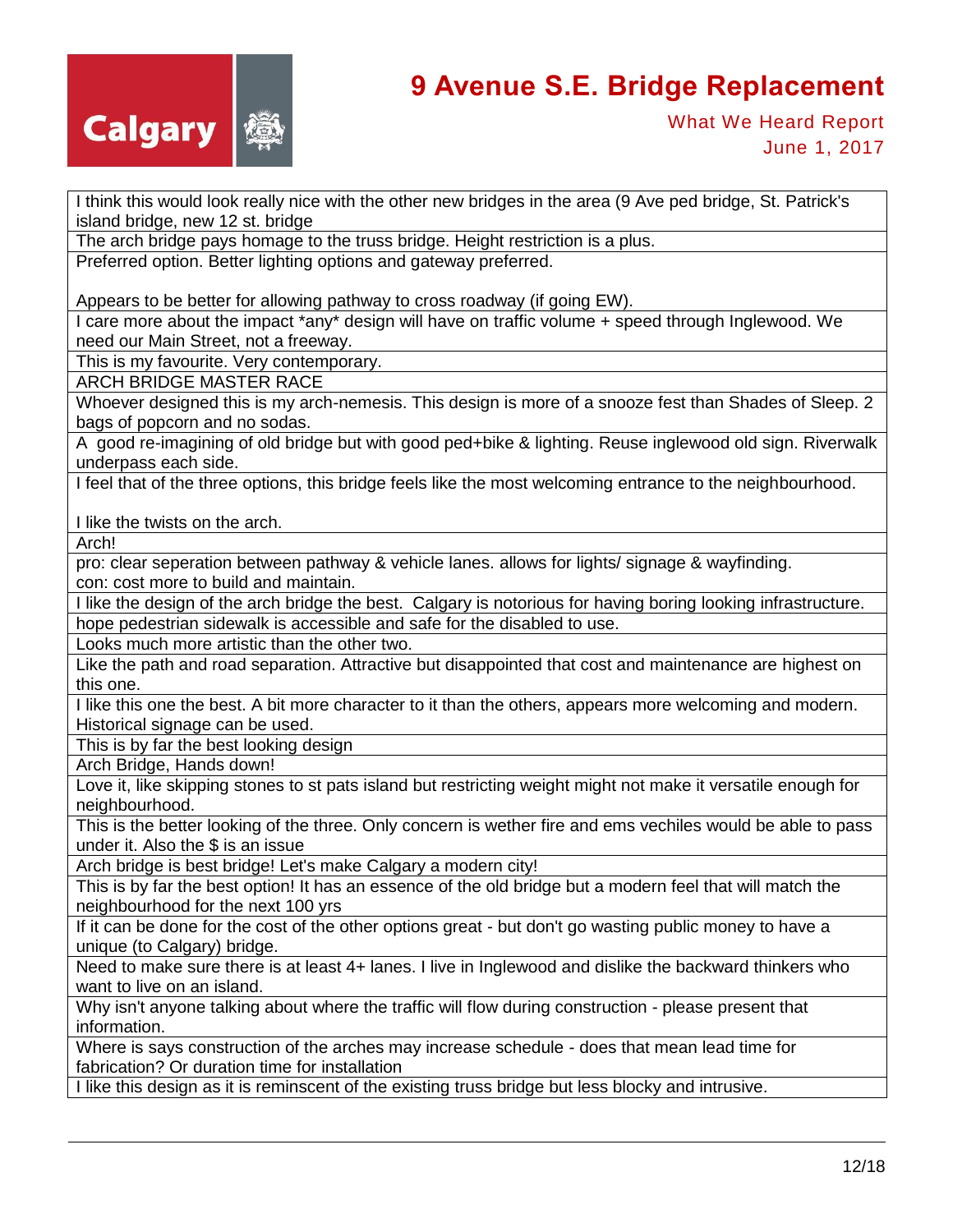| |
|---|
| I think this would look really nice with the other new bridges in the area (9 Ave ped bridge, St. Patrick's island bridge, new 12 st. bridge |
| The arch bridge pays homage to the truss bridge. Height restriction is a plus. |
| Preferred option. Better lighting options and gateway preferred.<br><br>Appears to be better for allowing pathway to cross roadway (if going EW). |
| I care more about the impact *any* design will have on traffic volume + speed through Inglewood. We need our Main Street, not a freeway. |
| This is my favourite. Very contemporary. |
| ARCH BRIDGE MASTER RACE |
| Whoever designed this is my arch-nemesis. This design is more of a snooze fest than Shades of Sleep. 2 bags of popcorn and no sodas. |
| A good re-imagining of old bridge but with good ped+bike & lighting. Reuse inglewood old sign. Riverwalk underpass each side. |
| I feel that of the three options, this bridge feels like the most welcoming entrance to the neighbourhood.<br><br>I like the twists on the arch. |
| Arch! |
| pro: clear seperation between pathway & vehicle lanes. allows for lights/ signage & wayfinding.<br>con: cost more to build and maintain. |
| I like the design of the arch bridge the best. Calgary is notorious for having boring looking infrastructure. |
| hope pedestrian sidewalk is accessible and safe for the disabled to use. |
| Looks much more artistic than the other two. |
| Like the path and road separation. Attractive but disappointed that cost and maintenance are highest on this one. |
| I like this one the best. A bit more character to it than the others, appears more welcoming and modern. Historical signage can be used. |
| This is by far the best looking design |
| Arch Bridge, Hands down! |
| Love it, like skipping stones to st pats island but restricting weight might not make it versatile enough for neighbourhood. |
| This is the better looking of the three. Only concern is wether fire and ems vechiles would be able to pass under it. Also the $ is an issue |
| Arch bridge is best bridge! Let's make Calgary a modern city! |
| This is by far the best option! It has an essence of the old bridge but a modern feel that will match the neighbourhood for the next 100 yrs |
| If it can be done for the cost of the other options great - but don't go wasting public money to have a unique (to Calgary) bridge. |
| Need to make sure there is at least 4+ lanes. I live in Inglewood and dislike the backward thinkers who want to live on an island. |
| Why isn't anyone talking about where the traffic will flow during construction - please present that information. |
| Where is says construction of the arches may increase schedule - does that mean lead time for fabrication? Or duration time for installation |
| I like this design as it is reminscent of the existing truss bridge but less blocky and intrusive. |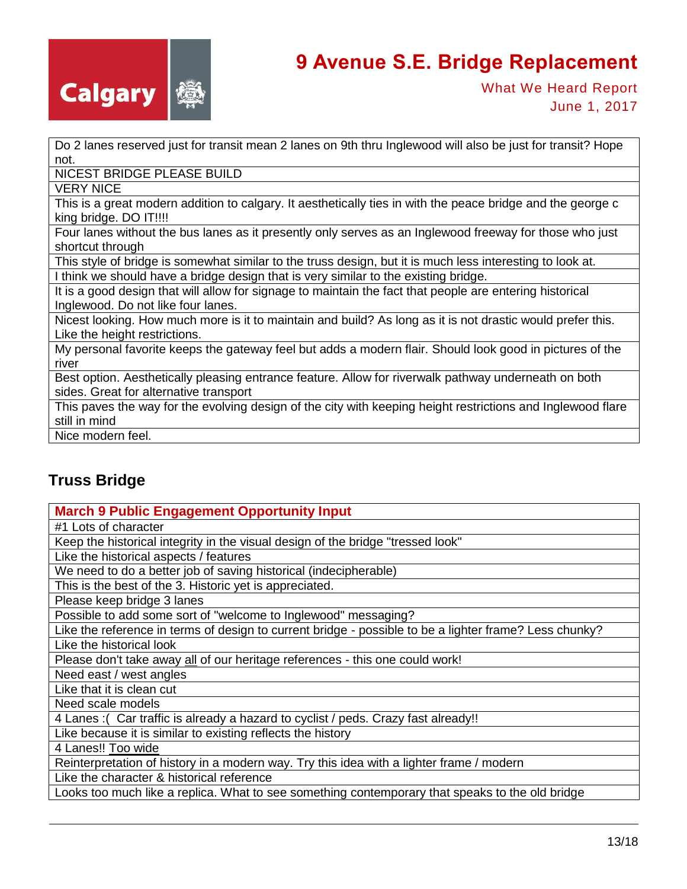| Do 2 lanes reserved just for transit mean 2 lanes on 9th thru Inglewood will also be just for transit? Hope not. |
|---|
| NICEST BRIDGE PLEASE BUILD |
| VERY NICE |
| This is a great modern addition to calgary. It aesthetically ties in with the peace bridge and the george c king bridge. DO IT!!!! |
| Four lanes without the bus lanes as it presently only serves as an Inglewood freeway for those who just shortcut through |
| This style of bridge is somewhat similar to the truss design, but it is much less interesting to look at. |
| I think we should have a bridge design that is very similar to the existing bridge. |
| It is a good design that will allow for signage to maintain the fact that people are entering historical Inglewood. Do not like four lanes. |
| Nicest looking. How much more is it to maintain and build? As long as it is not drastic would prefer this. Like the height restrictions. |
| My personal favorite keeps the gateway feel but adds a modern flair. Should look good in pictures of the river |
| Best option. Aesthetically pleasing entrance feature. Allow for riverwalk pathway underneath on both sides. Great for alternative transport |
| This paves the way for the evolving design of the city with keeping height restrictions and Inglewood flare still in mind |
| Nice modern feel. |

## Truss Bridge

| **March 9 Public Engagement Opportunity Input** |
|---|
| #1 Lots of character |
| Keep the historical integrity in the visual design of the bridge "tressed look" |
| Like the historical aspects / features |
| We need to do a better job of saving historical (indecipherable) |
| This is the best of the 3. Historic yet is appreciated. |
| Please keep bridge 3 lanes |
| Possible to add some sort of "welcome to Inglewood" messaging? |
| Like the reference in terms of design to current bridge - possible to be a lighter frame? Less chunky? |
| Like the historical look |
| Please don't take away all of our heritage references - this one could work! |
| Need east / west angles |
| Like that it is clean cut |
| Need scale models |
| 4 Lanes :( Car traffic is already a hazard to cyclist / peds. Crazy fast already!! |
| Like because it is similar to existing reflects the history |
| 4 Lanes!! Too wide |
| Reinterpretation of history in a modern way. Try this idea with a lighter frame / modern |
| Like the character & historical reference |
| Looks too much like a replica. What to see something contemporary that speaks to the old bridge |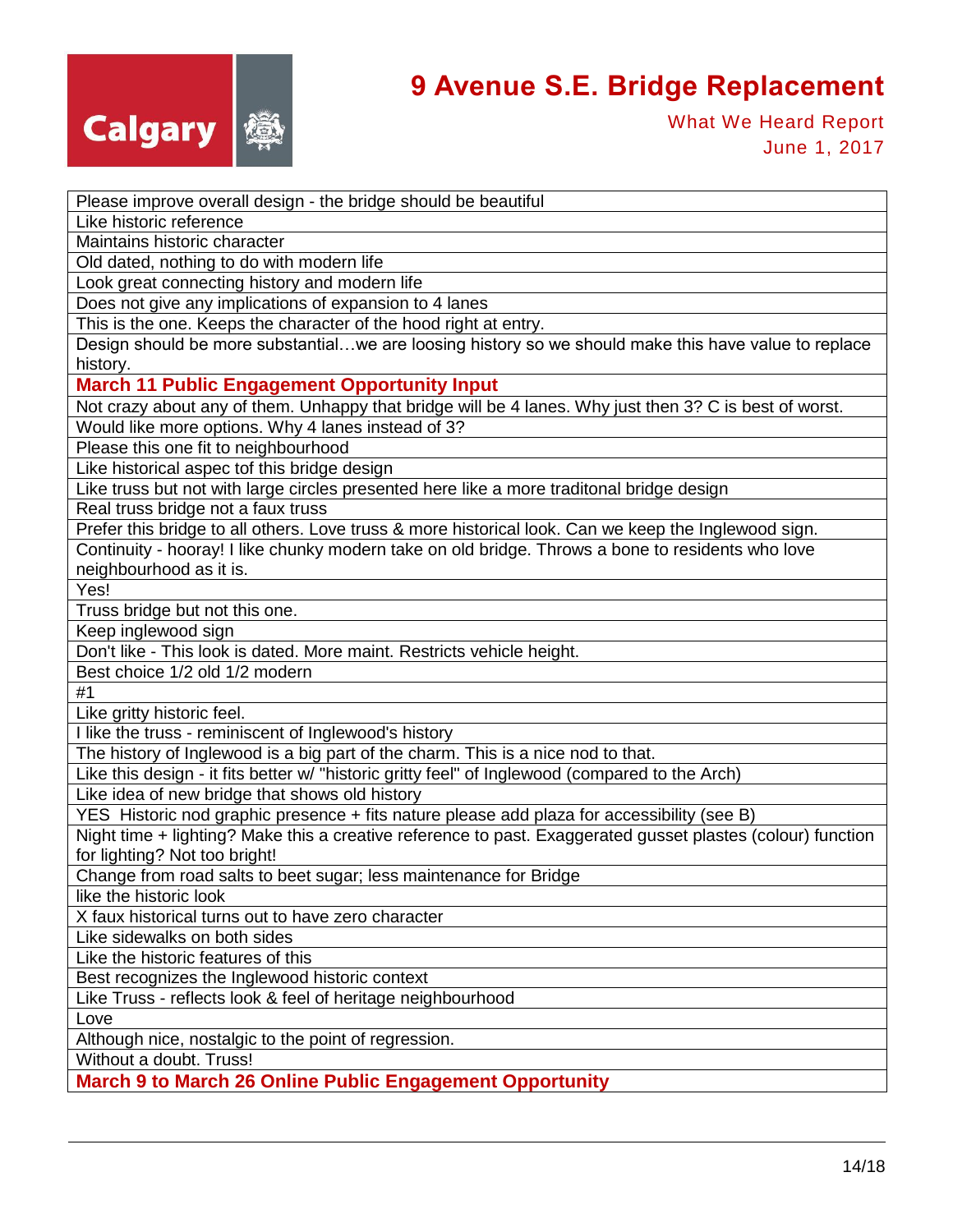| Please improve overall design - the bridge should be beautiful |
|---|
| Like historic reference |
| Maintains historic character |
| Old dated, nothing to do with modern life |
| Look great connecting history and modern life |
| Does not give any implications of expansion to 4 lanes |
| This is the one. Keeps the character of the hood right at entry. |
| Design should be more substantial…we are loosing history so we should make this have value to replace history. |
| **March 11 Public Engagement Opportunity Input** |
| Not crazy about any of them. Unhappy that bridge will be 4 lanes. Why just then 3? C is best of worst. |
| Would like more options. Why 4 lanes instead of 3? |
| Please this one fit to neighbourhood |
| Like historical aspec tof this bridge design |
| Like truss but not with large circles presented here like a more traditonal bridge design |
| Real truss bridge not a faux truss |
| Prefer this bridge to all others. Love truss & more historical look. Can we keep the Inglewood sign. |
| Continuity - hooray! I like chunky modern take on old bridge. Throws a bone to residents who love neighbourhood as it is. |
| Yes! |
| Truss bridge but not this one. |
| Keep inglewood sign |
| Don't like - This look is dated. More maint. Restricts vehicle height. |
| Best choice 1/2 old 1/2 modern |
| #1 |
| Like gritty historic feel. |
| I like the truss - reminiscent of Inglewood's history |
| The history of Inglewood is a big part of the charm. This is a nice nod to that. |
| Like this design - it fits better w/ "historic gritty feel" of Inglewood (compared to the Arch) |
| Like idea of new bridge that shows old history |
| YES Historic nod graphic presence + fits nature please add plaza for accessibility (see B) |
| Night time + lighting? Make this a creative reference to past. Exaggerated gusset plastes (colour) function for lighting? Not too bright! |
| Change from road salts to beet sugar; less maintenance for Bridge |
| like the historic look |
| X faux historical turns out to have zero character |
| Like sidewalks on both sides |
| Like the historic features of this |
| Best recognizes the Inglewood historic context |
| Like Truss - reflects look & feel of heritage neighbourhood |
| Love |
| Although nice, nostalgic to the point of regression. |
| Without a doubt. Truss! |
| **March 9 to March 26 Online Public Engagement Opportunity** |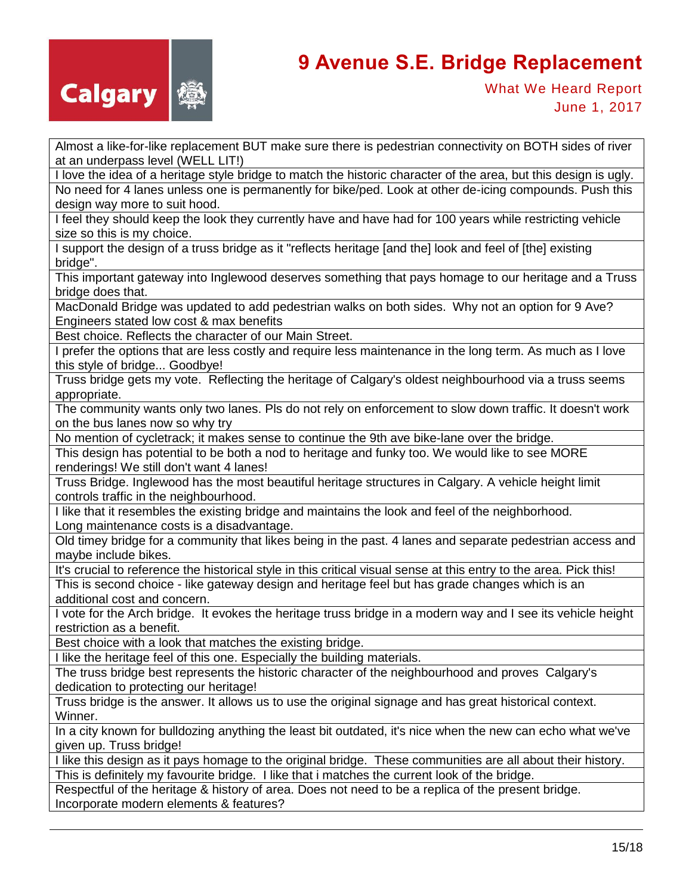| Almost a like-for-like replacement BUT make sure there is pedestrian connectivity on BOTH sides of river at an underpass level (WELL LIT!) |
|---|
| I love the idea of a heritage style bridge to match the historic character of the area, but this design is ugly. |
| No need for 4 lanes unless one is permanently for bike/ped. Look at other de-icing compounds. Push this design way more to suit hood. |
| I feel they should keep the look they currently have and have had for 100 years while restricting vehicle size so this is my choice. |
| I support the design of a truss bridge as it "reflects heritage [and the] look and feel of [the] existing bridge". |
| This important gateway into Inglewood deserves something that pays homage to our heritage and a Truss bridge does that. |
| MacDonald Bridge was updated to add pedestrian walks on both sides. Why not an option for 9 Ave? Engineers stated low cost & max benefits |
| Best choice. Reflects the character of our Main Street. |
| I prefer the options that are less costly and require less maintenance in the long term. As much as I love this style of bridge... Goodbye! |
| Truss bridge gets my vote. Reflecting the heritage of Calgary's oldest neighbourhood via a truss seems appropriate. |
| The community wants only two lanes. Pls do not rely on enforcement to slow down traffic. It doesn't work on the bus lanes now so why try |
| No mention of cycletrack; it makes sense to continue the 9th ave bike-lane over the bridge. |
| This design has potential to be both a nod to heritage and funky too. We would like to see MORE renderings! We still don't want 4 lanes! |
| Truss Bridge. Inglewood has the most beautiful heritage structures in Calgary. A vehicle height limit controls traffic in the neighbourhood. |
| I like that it resembles the existing bridge and maintains the look and feel of the neighborhood. Long maintenance costs is a disadvantage. |
| Old timey bridge for a community that likes being in the past. 4 lanes and separate pedestrian access and maybe include bikes. |
| It's crucial to reference the historical style in this critical visual sense at this entry to the area. Pick this! |
| This is second choice - like gateway design and heritage feel but has grade changes which is an additional cost and concern. |
| I vote for the Arch bridge. It evokes the heritage truss bridge in a modern way and I see its vehicle height restriction as a benefit. |
| Best choice with a look that matches the existing bridge. |
| I like the heritage feel of this one. Especially the building materials. |
| The truss bridge best represents the historic character of the neighbourhood and proves Calgary's dedication to protecting our heritage! |
| Truss bridge is the answer. It allows us to use the original signage and has great historical context. Winner. |
| In a city known for bulldozing anything the least bit outdated, it's nice when the new can echo what we've given up. Truss bridge! |
| I like this design as it pays homage to the original bridge. These communities are all about their history. |
| This is definitely my favourite bridge. I like that i matches the current look of the bridge. |
| Respectful of the heritage & history of area. Does not need to be a replica of the present bridge. Incorporate modern elements & features? |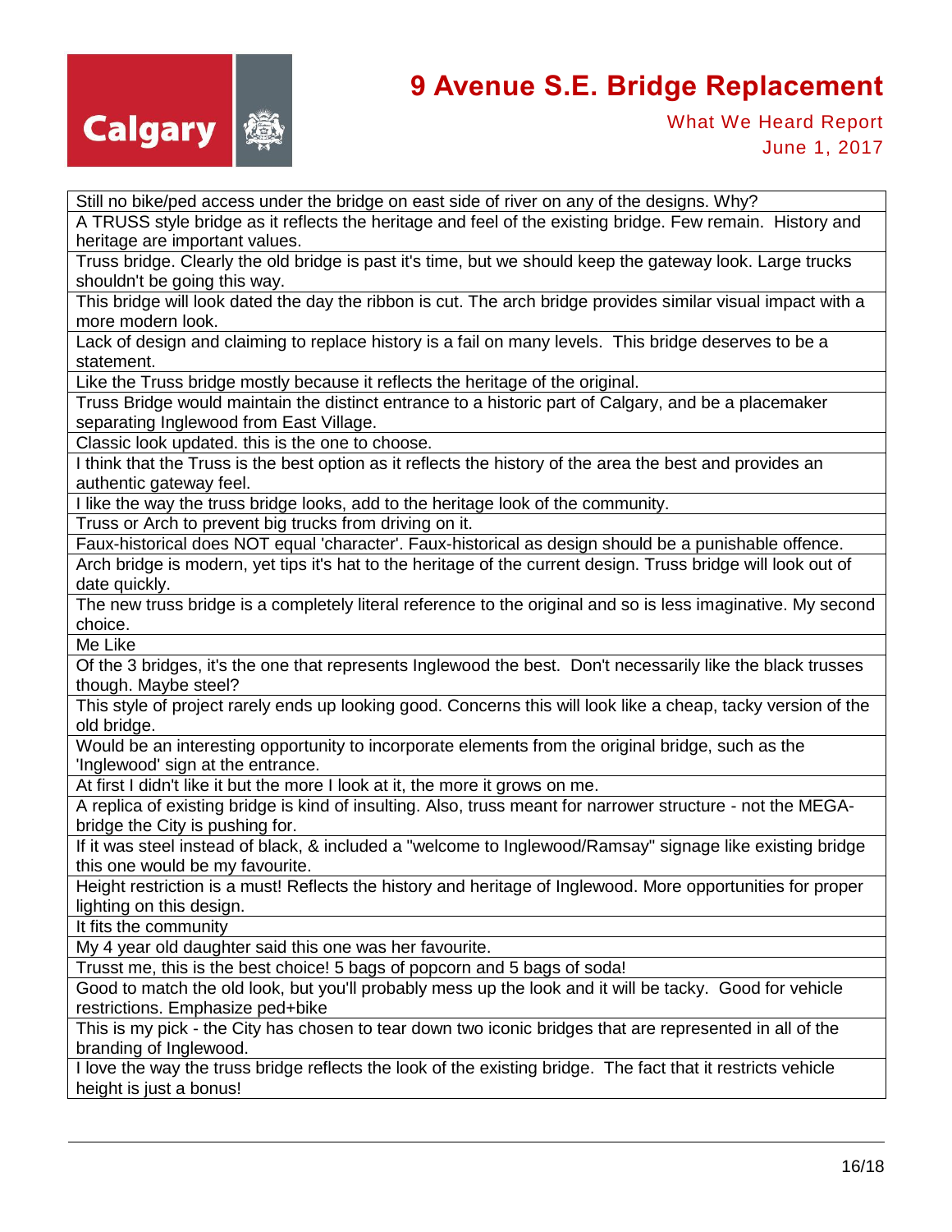| Still no bike/ped access under the bridge on east side of river on any of the designs. Why? |
|---|
| A TRUSS style bridge as it reflects the heritage and feel of the existing bridge. Few remain. History and heritage are important values. |
| Truss bridge. Clearly the old bridge is past it's time, but we should keep the gateway look. Large trucks shouldn't be going this way. |
| This bridge will look dated the day the ribbon is cut. The arch bridge provides similar visual impact with a more modern look. |
| Lack of design and claiming to replace history is a fail on many levels. This bridge deserves to be a statement. |
| Like the Truss bridge mostly because it reflects the heritage of the original. |
| Truss Bridge would maintain the distinct entrance to a historic part of Calgary, and be a placemaker separating Inglewood from East Village. |
| Classic look updated. this is the one to choose. |
| I think that the Truss is the best option as it reflects the history of the area the best and provides an authentic gateway feel. |
| I like the way the truss bridge looks, add to the heritage look of the community. |
| Truss or Arch to prevent big trucks from driving on it. |
| Faux-historical does NOT equal 'character'. Faux-historical as design should be a punishable offence. |
| Arch bridge is modern, yet tips it's hat to the heritage of the current design. Truss bridge will look out of date quickly. |
| The new truss bridge is a completely literal reference to the original and so is less imaginative. My second choice. |
| Me Like |
| Of the 3 bridges, it's the one that represents Inglewood the best. Don't necessarily like the black trusses though. Maybe steel? |
| This style of project rarely ends up looking good. Concerns this will look like a cheap, tacky version of the old bridge. |
| Would be an interesting opportunity to incorporate elements from the original bridge, such as the 'Inglewood' sign at the entrance. |
| At first I didn't like it but the more I look at it, the more it grows on me. |
| A replica of existing bridge is kind of insulting. Also, truss meant for narrower structure - not the MEGA-bridge the City is pushing for. |
| If it was steel instead of black, & included a "welcome to Inglewood/Ramsay" signage like existing bridge this one would be my favourite. |
| Height restriction is a must! Reflects the history and heritage of Inglewood. More opportunities for proper lighting on this design. |
| It fits the community |
| My 4 year old daughter said this one was her favourite. |
| Trusst me, this is the best choice! 5 bags of popcorn and 5 bags of soda! |
| Good to match the old look, but you'll probably mess up the look and it will be tacky. Good for vehicle restrictions. Emphasize ped+bike |
| This is my pick - the City has chosen to tear down two iconic bridges that are represented in all of the branding of Inglewood. |
| I love the way the truss bridge reflects the look of the existing bridge. The fact that it restricts vehicle height is just a bonus! |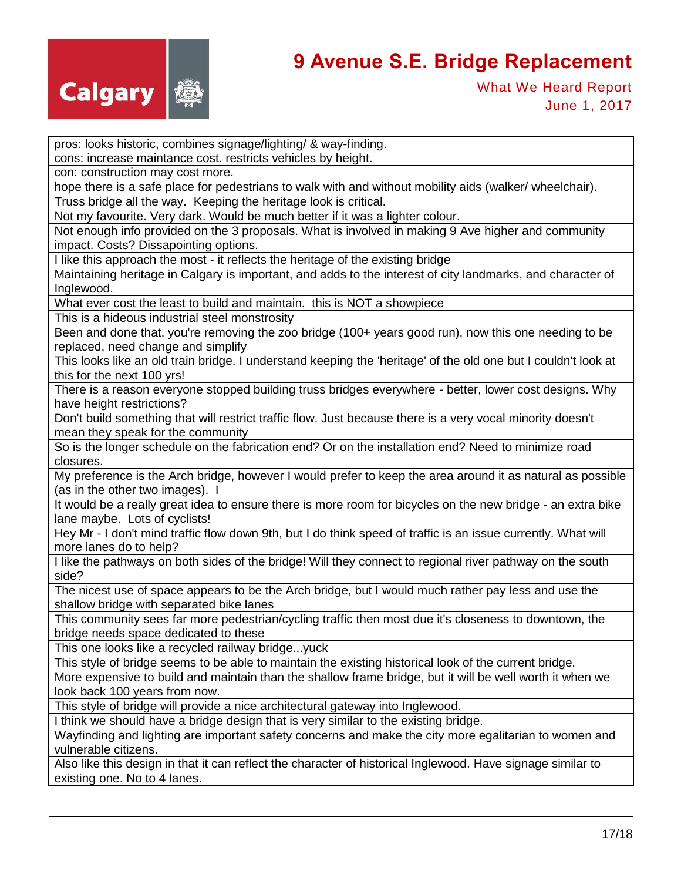| |
|---|
| pros: looks historic, combines signage/lighting/ & way-finding.<br>cons: increase maintance cost. restricts vehicles by height. |
| con: construction may cost more. |
| hope there is a safe place for pedestrians to walk with and without mobility aids (walker/ wheelchair). |
| Truss bridge all the way. Keeping the heritage look is critical. |
| Not my favourite. Very dark. Would be much better if it was a lighter colour. |
| Not enough info provided on the 3 proposals. What is involved in making 9 Ave higher and community impact. Costs? Dissapointing options. |
| I like this approach the most - it reflects the heritage of the existing bridge |
| Maintaining heritage in Calgary is important, and adds to the interest of city landmarks, and character of Inglewood. |
| What ever cost the least to build and maintain. this is NOT a showpiece |
| This is a hideous industrial steel monstrosity |
| Been and done that, you're removing the zoo bridge (100+ years good run), now this one needing to be replaced, need change and simplify |
| This looks like an old train bridge. I understand keeping the 'heritage' of the old one but I couldn't look at this for the next 100 yrs! |
| There is a reason everyone stopped building truss bridges everywhere - better, lower cost designs. Why have height restrictions? |
| Don't build something that will restrict traffic flow. Just because there is a very vocal minority doesn't mean they speak for the community |
| So is the longer schedule on the fabrication end? Or on the installation end? Need to minimize road closures. |
| My preference is the Arch bridge, however I would prefer to keep the area around it as natural as possible (as in the other two images). I |
| It would be a really great idea to ensure there is more room for bicycles on the new bridge - an extra bike lane maybe. Lots of cyclists! |
| Hey Mr - I don't mind traffic flow down 9th, but I do think speed of traffic is an issue currently. What will more lanes do to help? |
| I like the pathways on both sides of the bridge! Will they connect to regional river pathway on the south side? |
| The nicest use of space appears to be the Arch bridge, but I would much rather pay less and use the shallow bridge with separated bike lanes |
| This community sees far more pedestrian/cycling traffic then most due it's closeness to downtown, the bridge needs space dedicated to these |
| This one looks like a recycled railway bridge...yuck |
| This style of bridge seems to be able to maintain the existing historical look of the current bridge. |
| More expensive to build and maintain than the shallow frame bridge, but it will be well worth it when we look back 100 years from now. |
| This style of bridge will provide a nice architectural gateway into Inglewood. |
| I think we should have a bridge design that is very similar to the existing bridge. |
| Wayfinding and lighting are important safety concerns and make the city more egalitarian to women and vulnerable citizens. |
| Also like this design in that it can reflect the character of historical Inglewood. Have signage similar to existing one. No to 4 lanes. |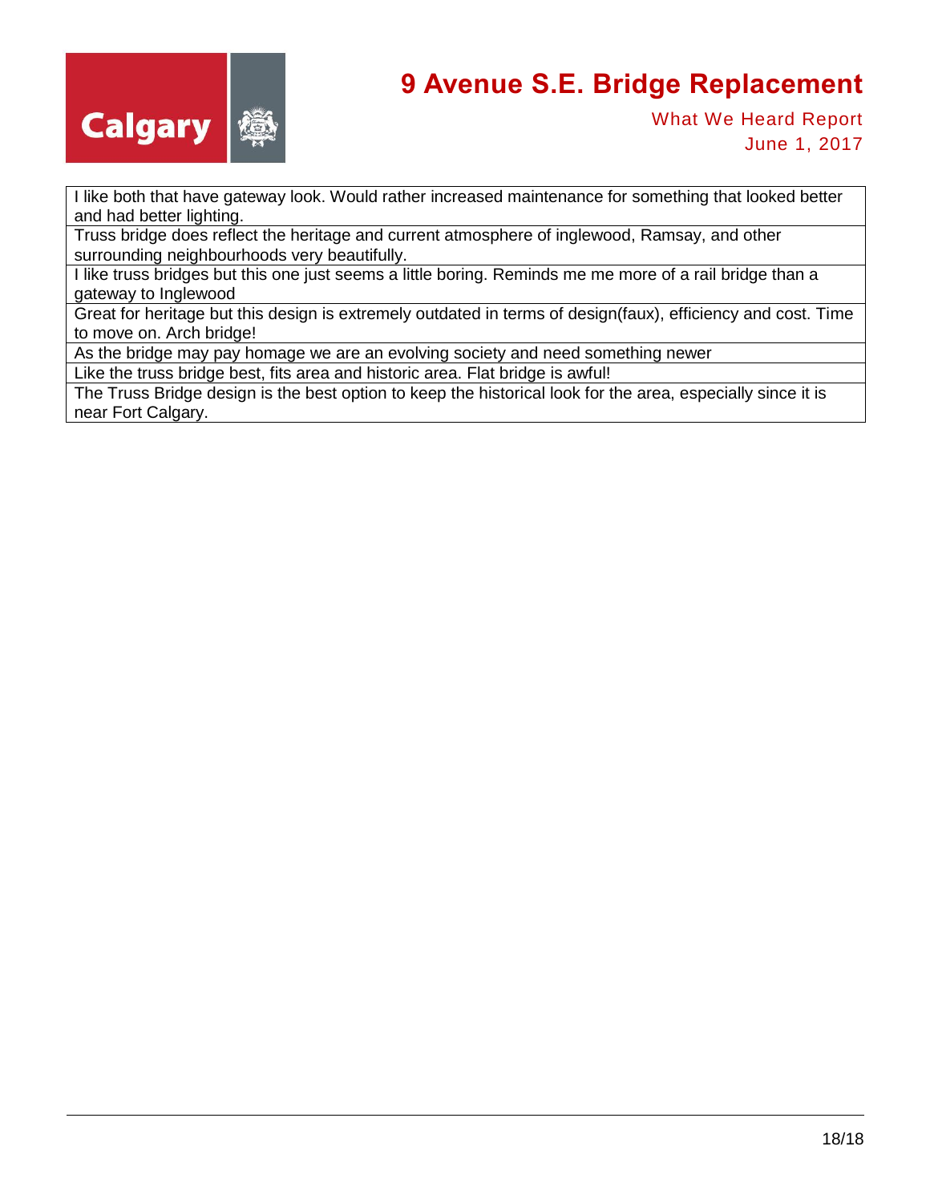| |
|---|
| I like both that have gateway look. Would rather increased maintenance for something that looked better and had better lighting. |
| Truss bridge does reflect the heritage and current atmosphere of inglewood, Ramsay, and other surrounding neighbourhoods very beautifully. |
| I like truss bridges but this one just seems a little boring. Reminds me me more of a rail bridge than a gateway to Inglewood |
| Great for heritage but this design is extremely outdated in terms of design(faux), efficiency and cost. Time to move on. Arch bridge! |
| As the bridge may pay homage we are an evolving society and need something newer |
| Like the truss bridge best, fits area and historic area. Flat bridge is awful! |
| The Truss Bridge design is the best option to keep the historical look for the area, especially since it is near Fort Calgary. |